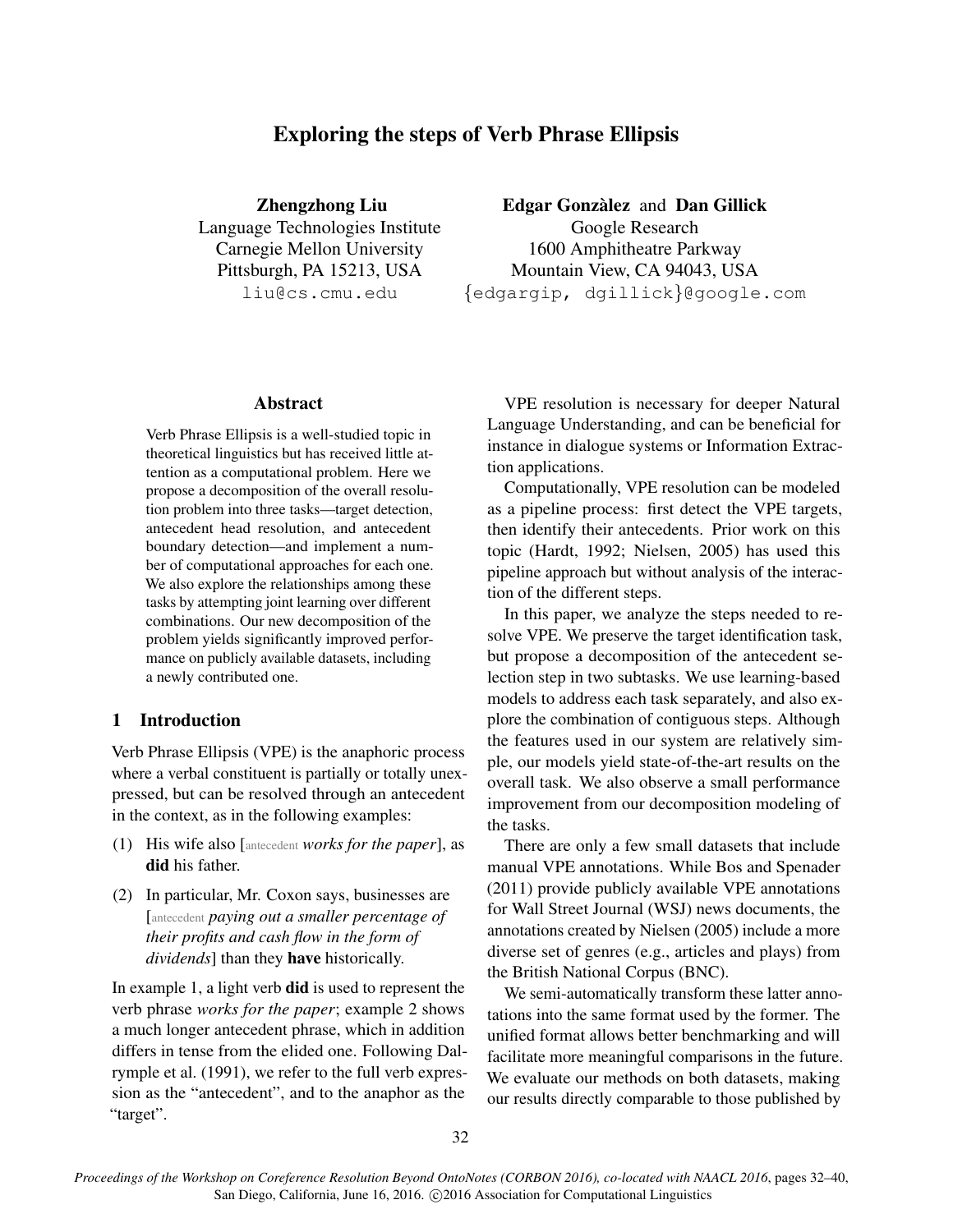# Exploring the steps of Verb Phrase Ellipsis

**Zhengzhong Liu**
Language Technologies Institute
Carnegie Mellon University
Pittsburgh, PA 15213, USA
liu@cs.cmu.edu

**Edgar Gonzàlez** and **Dan Gillick**
Google Research
1600 Amphitheatre Parkway
Mountain View, CA 94043, USA
{edgargip, dgillick}@google.com

## Abstract

Verb Phrase Ellipsis is a well-studied topic in theoretical linguistics but has received little attention as a computational problem. Here we propose a decomposition of the overall resolution problem into three tasks—target detection, antecedent head resolution, and antecedent boundary detection—and implement a number of computational approaches for each one. We also explore the relationships among these tasks by attempting joint learning over different combinations. Our new decomposition of the problem yields significantly improved performance on publicly available datasets, including a newly contributed one.

## 1 Introduction

Verb Phrase Ellipsis (VPE) is the anaphoric process where a verbal constituent is partially or totally unexpressed, but can be resolved through an antecedent in the context, as in the following examples:

(1) His wife also [antecedent *works for the paper*], as **did** his father.

(2) In particular, Mr. Coxon says, businesses are [antecedent *paying out a smaller percentage of their profits and cash flow in the form of dividends*] than they **have** historically.

In example 1, a light verb **did** is used to represent the verb phrase *works for the paper*; example 2 shows a much longer antecedent phrase, which in addition differs in tense from the elided one. Following Dalrymple et al. (1991), we refer to the full verb expression as the "antecedent", and to the anaphor as the "target".

VPE resolution is necessary for deeper Natural Language Understanding, and can be beneficial for instance in dialogue systems or Information Extraction applications.

Computationally, VPE resolution can be modeled as a pipeline process: first detect the VPE targets, then identify their antecedents. Prior work on this topic (Hardt, 1992; Nielsen, 2005) has used this pipeline approach but without analysis of the interaction of the different steps.

In this paper, we analyze the steps needed to resolve VPE. We preserve the target identification task, but propose a decomposition of the antecedent selection step in two subtasks. We use learning-based models to address each task separately, and also explore the combination of contiguous steps. Although the features used in our system are relatively simple, our models yield state-of-the-art results on the overall task. We also observe a small performance improvement from our decomposition modeling of the tasks.

There are only a few small datasets that include manual VPE annotations. While Bos and Spenader (2011) provide publicly available VPE annotations for Wall Street Journal (WSJ) news documents, the annotations created by Nielsen (2005) include a more diverse set of genres (e.g., articles and plays) from the British National Corpus (BNC).

We semi-automatically transform these latter annotations into the same format used by the former. The unified format allows better benchmarking and will facilitate more meaningful comparisons in the future. We evaluate our methods on both datasets, making our results directly comparable to those published by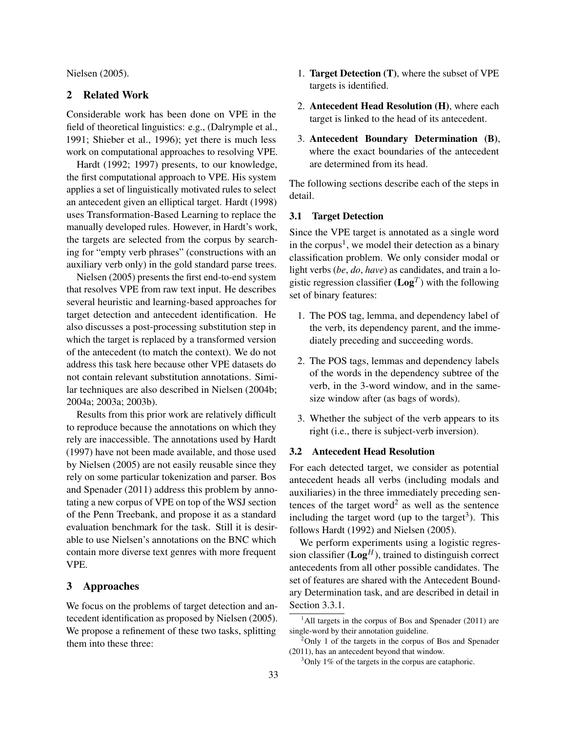Nielsen (2005).

## 2 Related Work

Considerable work has been done on VPE in the field of theoretical linguistics: e.g., (Dalrymple et al., 1991; Shieber et al., 1996); yet there is much less work on computational approaches to resolving VPE.

Hardt (1992; 1997) presents, to our knowledge, the first computational approach to VPE. His system applies a set of linguistically motivated rules to select an antecedent given an elliptical target. Hardt (1998) uses Transformation-Based Learning to replace the manually developed rules. However, in Hardt's work, the targets are selected from the corpus by searching for "empty verb phrases" (constructions with an auxiliary verb only) in the gold standard parse trees.

Nielsen (2005) presents the first end-to-end system that resolves VPE from raw text input. He describes several heuristic and learning-based approaches for target detection and antecedent identification. He also discusses a post-processing substitution step in which the target is replaced by a transformed version of the antecedent (to match the context). We do not address this task here because other VPE datasets do not contain relevant substitution annotations. Similar techniques are also described in Nielsen (2004b; 2004a; 2003a; 2003b).

Results from this prior work are relatively difficult to reproduce because the annotations on which they rely are inaccessible. The annotations used by Hardt (1997) have not been made available, and those used by Nielsen (2005) are not easily reusable since they rely on some particular tokenization and parser. Bos and Spenader (2011) address this problem by annotating a new corpus of VPE on top of the WSJ section of the Penn Treebank, and propose it as a standard evaluation benchmark for the task. Still it is desirable to use Nielsen's annotations on the BNC which contain more diverse text genres with more frequent VPE.

## 3 Approaches

We focus on the problems of target detection and antecedent identification as proposed by Nielsen (2005). We propose a refinement of these two tasks, splitting them into these three:

1. **Target Detection (T)**, where the subset of VPE targets is identified.
2. **Antecedent Head Resolution (H)**, where each target is linked to the head of its antecedent.
3. **Antecedent Boundary Determination (B)**, where the exact boundaries of the antecedent are determined from its head.

The following sections describe each of the steps in detail.

### 3.1 Target Detection

Since the VPE target is annotated as a single word in the corpus[1], we model their detection as a binary classification problem. We only consider modal or light verbs (*be*, *do*, *have*) as candidates, and train a logistic regression classifier ($\mathbf{Log}^T$) with the following set of binary features:

1. The POS tag, lemma, and dependency label of the verb, its dependency parent, and the immediately preceding and succeeding words.
2. The POS tags, lemmas and dependency labels of the words in the dependency subtree of the verb, in the 3-word window, and in the same-size window after (as bags of words).
3. Whether the subject of the verb appears to its right (i.e., there is subject-verb inversion).

### 3.2 Antecedent Head Resolution

For each detected target, we consider as potential antecedent heads all verbs (including modals and auxiliaries) in the three immediately preceding sentences of the target word[2] as well as the sentence including the target word (up to the target[3]). This follows Hardt (1992) and Nielsen (2005).

We perform experiments using a logistic regression classifier ($\mathbf{Log}^H$), trained to distinguish correct antecedents from all other possible candidates. The set of features are shared with the Antecedent Boundary Determination task, and are described in detail in Section 3.3.1.

[1] All targets in the corpus of Bos and Spenader (2011) are single-word by their annotation guideline.

[2] Only 1 of the targets in the corpus of Bos and Spenader (2011), has an antecedent beyond that window.

[3] Only 1% of the targets in the corpus are cataphoric.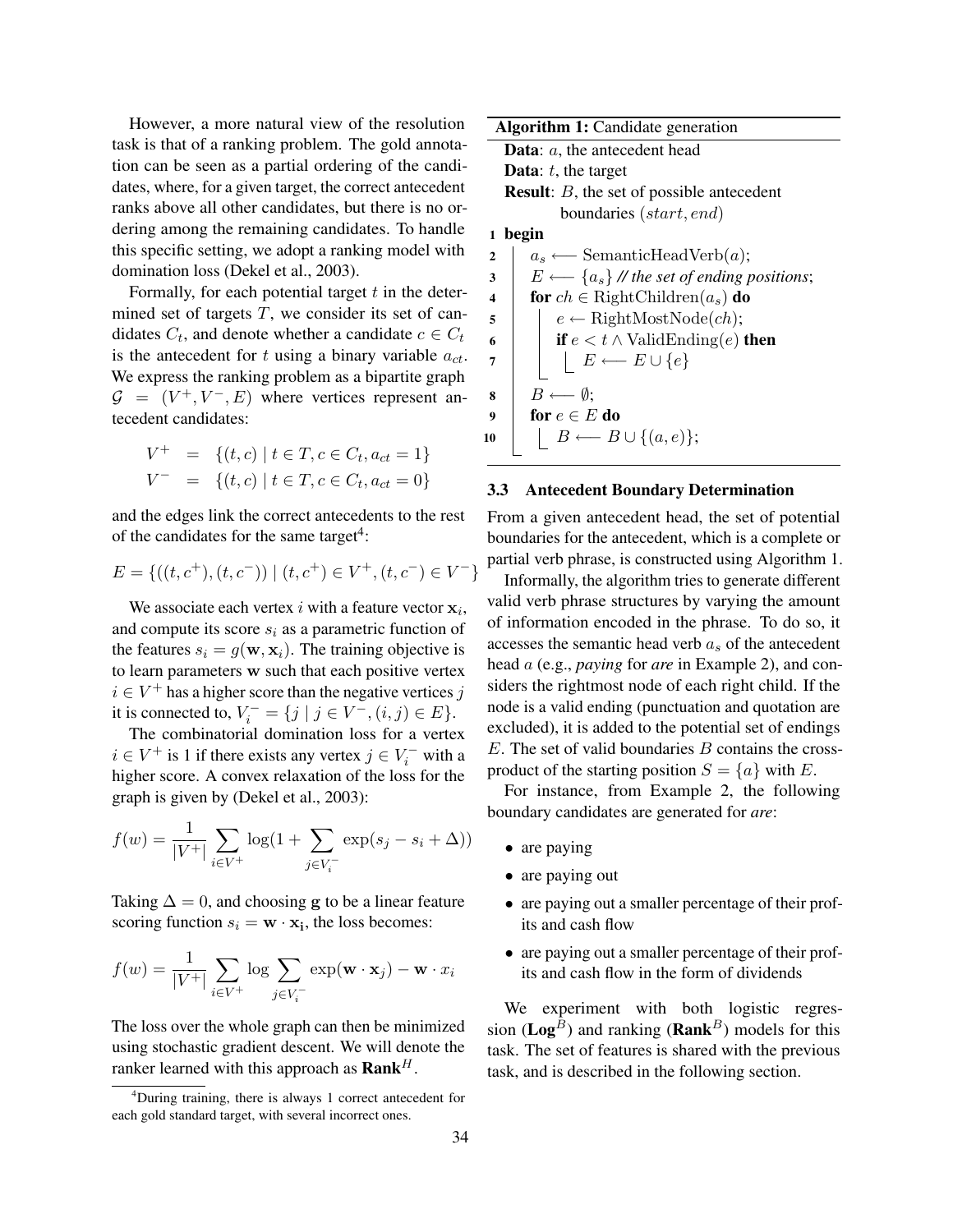However, a more natural view of the resolution task is that of a ranking problem. The gold annotation can be seen as a partial ordering of the candidates, where, for a given target, the correct antecedent ranks above all other candidates, but there is no ordering among the remaining candidates. To handle this specific setting, we adopt a ranking model with domination loss (Dekel et al., 2003).

Formally, for each potential target $t$ in the determined set of targets $T$, we consider its set of candidates $C_t$, and denote whether a candidate $c \in C_t$ is the antecedent for $t$ using a binary variable $a_{ct}$. We express the ranking problem as a bipartite graph $\mathcal{G} = (V^+, V^-, E)$ where vertices represent antecedent candidates:

$$V^+ = \{(t, c) \mid t \in T, c \in C_t, a_{ct} = 1\}$$
$$V^- = \{(t, c) \mid t \in T, c \in C_t, a_{ct} = 0\}$$

and the edges link the correct antecedents to the rest of the candidates for the same target[4]:

$$E = \{((t, c^+), (t, c^-)) \mid (t, c^+) \in V^+, (t, c^-) \in V^-\}$$

We associate each vertex $i$ with a feature vector $\mathbf{x}_i$, and compute its score $s_i$ as a parametric function of the features $s_i = g(\mathbf{w}, \mathbf{x}_i)$. The training objective is to learn parameters $\mathbf{w}$ such that each positive vertex $i \in V^+$ has a higher score than the negative vertices $j$ it is connected to, $V_i^- = \{j \mid j \in V^-, (i, j) \in E\}$.

The combinatorial domination loss for a vertex $i \in V^+$ is 1 if there exists any vertex $j \in V_i^-$ with a higher score. A convex relaxation of the loss for the graph is given by (Dekel et al., 2003):

$$f(w) = \frac{1}{|V^+|} \sum_{i \in V^+} \log(1 + \sum_{j \in V_i^-} \exp(s_j - s_i + \Delta))$$

Taking $\Delta = 0$, and choosing $\mathbf{g}$ to be a linear feature scoring function $s_i = \mathbf{w} \cdot \mathbf{x_i}$, the loss becomes:

$$f(w) = \frac{1}{|V^+|} \sum_{i \in V^+} \log \sum_{j \in V_i^-} \exp(\mathbf{w} \cdot \mathbf{x}_j) - \mathbf{w} \cdot x_i$$

The loss over the whole graph can then be minimized using stochastic gradient descent. We will denote the ranker learned with this approach as **Rank**$^H$.

[4] During training, there is always 1 correct antecedent for each gold standard target, with several incorrect ones.

**Algorithm 1:** Candidate generation

**Data**: $a$, the antecedent head
**Data**: $t$, the target
**Result**: $B$, the set of possible antecedent boundaries $(start, end)$

```
1  begin
2      a_s ⟵ SemanticHeadVerb(a);
3      E ⟵ {a_s} // the set of ending positions;
4      for ch ∈ RightChildren(a_s) do
5          e ← RightMostNode(ch);
6          if e < t ∧ ValidEnding(e) then
7              E ⟵ E ∪ {e}
8      B ⟵ ∅;
9      for e ∈ E do
10         B ⟵ B ∪ {(a, e)};
```

### 3.3 Antecedent Boundary Determination

From a given antecedent head, the set of potential boundaries for the antecedent, which is a complete or partial verb phrase, is constructed using Algorithm 1.

Informally, the algorithm tries to generate different valid verb phrase structures by varying the amount of information encoded in the phrase. To do so, it accesses the semantic head verb $a_s$ of the antecedent head $a$ (e.g., *paying* for *are* in Example 2), and considers the rightmost node of each right child. If the node is a valid ending (punctuation and quotation are excluded), it is added to the potential set of endings $E$. The set of valid boundaries $B$ contains the cross-product of the starting position $S = \{a\}$ with $E$.

For instance, from Example 2, the following boundary candidates are generated for *are*:

- are paying
- are paying out
- are paying out a smaller percentage of their profits and cash flow
- are paying out a smaller percentage of their profits and cash flow in the form of dividends

We experiment with both logistic regression (**Log**$^B$) and ranking (**Rank**$^B$) models for this task. The set of features is shared with the previous task, and is described in the following section.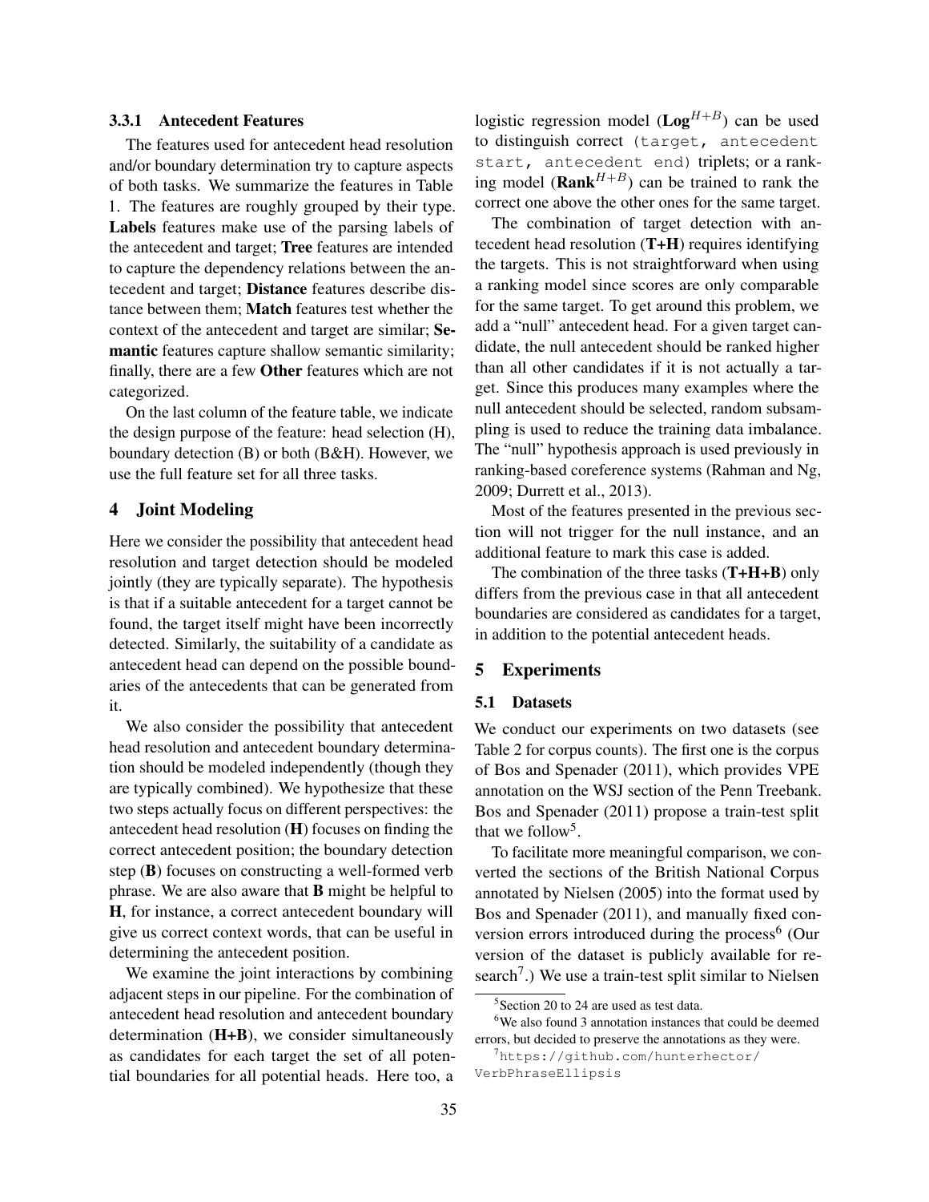#### 3.3.1 Antecedent Features

The features used for antecedent head resolution and/or boundary determination try to capture aspects of both tasks. We summarize the features in Table 1. The features are roughly grouped by their type. **Labels** features make use of the parsing labels of the antecedent and target; **Tree** features are intended to capture the dependency relations between the antecedent and target; **Distance** features describe distance between them; **Match** features test whether the context of the antecedent and target are similar; **Semantic** features capture shallow semantic similarity; finally, there are a few **Other** features which are not categorized.

On the last column of the feature table, we indicate the design purpose of the feature: head selection (H), boundary detection (B) or both (B&H). However, we use the full feature set for all three tasks.

## 4 Joint Modeling

Here we consider the possibility that antecedent head resolution and target detection should be modeled jointly (they are typically separate). The hypothesis is that if a suitable antecedent for a target cannot be found, the target itself might have been incorrectly detected. Similarly, the suitability of a candidate as antecedent head can depend on the possible boundaries of the antecedents that can be generated from it.

We also consider the possibility that antecedent head resolution and antecedent boundary determination should be modeled independently (though they are typically combined). We hypothesize that these two steps actually focus on different perspectives: the antecedent head resolution (**H**) focuses on finding the correct antecedent position; the boundary detection step (**B**) focuses on constructing a well-formed verb phrase. We are also aware that **B** might be helpful to **H**, for instance, a correct antecedent boundary will give us correct context words, that can be useful in determining the antecedent position.

We examine the joint interactions by combining adjacent steps in our pipeline. For the combination of antecedent head resolution and antecedent boundary determination (**H+B**), we consider simultaneously as candidates for each target the set of all potential boundaries for all potential heads. Here too, a logistic regression model (**Log**$^{H+B}$) can be used to distinguish correct `(target, antecedent start, antecedent end)` triplets; or a ranking model (**Rank**$^{H+B}$) can be trained to rank the correct one above the other ones for the same target.

The combination of target detection with antecedent head resolution (**T+H**) requires identifying the targets. This is not straightforward when using a ranking model since scores are only comparable for the same target. To get around this problem, we add a "null" antecedent head. For a given target candidate, the null antecedent should be ranked higher than all other candidates if it is not actually a target. Since this produces many examples where the null antecedent should be selected, random subsampling is used to reduce the training data imbalance. The "null" hypothesis approach is used previously in ranking-based coreference systems (Rahman and Ng, 2009; Durrett et al., 2013).

Most of the features presented in the previous section will not trigger for the null instance, and an additional feature to mark this case is added.

The combination of the three tasks (**T+H+B**) only differs from the previous case in that all antecedent boundaries are considered as candidates for a target, in addition to the potential antecedent heads.

## 5 Experiments

### 5.1 Datasets

We conduct our experiments on two datasets (see Table 2 for corpus counts). The first one is the corpus of Bos and Spenader (2011), which provides VPE annotation on the WSJ section of the Penn Treebank. Bos and Spenader (2011) propose a train-test split that we follow[5].

To facilitate more meaningful comparison, we converted the sections of the British National Corpus annotated by Nielsen (2005) into the format used by Bos and Spenader (2011), and manually fixed conversion errors introduced during the process[6] (Our version of the dataset is publicly available for research[7].) We use a train-test split similar to Nielsen

[5] Section 20 to 24 are used as test data.

[6] We also found 3 annotation instances that could be deemed errors, but decided to preserve the annotations as they were.

[7] https://github.com/hunterhector/VerbPhraseEllipsis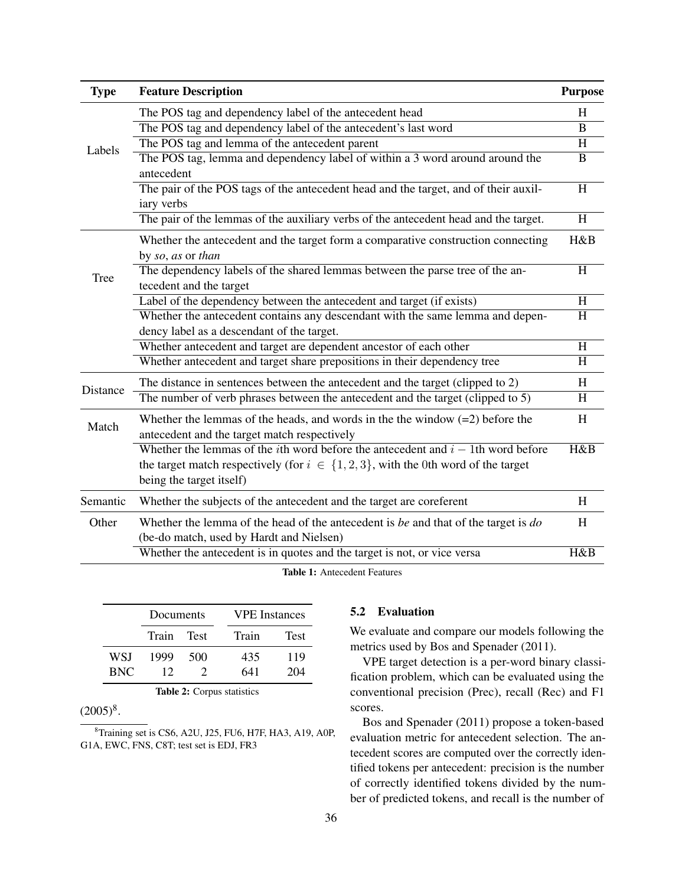| Type | Feature Description | Purpose |
|---|---|---|
| Labels | The POS tag and dependency label of the antecedent head | H |
| | The POS tag and dependency label of the antecedent's last word | B |
| | The POS tag and lemma of the antecedent parent | H |
| | The POS tag, lemma and dependency label of within a 3 word around around the antecedent | B |
| | The pair of the POS tags of the antecedent head and the target, and of their auxiliary verbs | H |
| | The pair of the lemmas of the auxiliary verbs of the antecedent head and the target. | H |
| Tree | Whether the antecedent and the target form a comparative construction connecting by *so*, *as* or *than* | H&B |
| | The dependency labels of the shared lemmas between the parse tree of the antecedent and the target | H |
| | Label of the dependency between the antecedent and target (if exists) | H |
| | Whether the antecedent contains any descendant with the same lemma and dependency label as a descendant of the target. | H |
| | Whether antecedent and target are dependent ancestor of each other | H |
| | Whether antecedent and target share prepositions in their dependency tree | H |
| Distance | The distance in sentences between the antecedent and the target (clipped to 2) | H |
| | The number of verb phrases between the antecedent and the target (clipped to 5) | H |
| Match | Whether the lemmas of the heads, and words in the the window (=2) before the antecedent and the target match respectively | H |
| | Whether the lemmas of the $i$th word before the antecedent and $i-1$th word before the target match respectively (for $i \in \{1, 2, 3\}$, with the 0th word of the target being the target itself) | H&B |
| Semantic | Whether the subjects of the antecedent and the target are coreferent | H |
| Other | Whether the lemma of the head of the antecedent is *be* and that of the target is *do* (be-do match, used by Hardt and Nielsen) | H |
| | Whether the antecedent is in quotes and the target is not, or vice versa | H&B |

**Table 1:** Antecedent Features

| | Documents | | VPE Instances | |
|---|---|---|---|---|
| | Train | Test | Train | Test |
| WSJ | 1999 | 500 | 435 | 119 |
| BNC | 12 | 2 | 641 | 204 |

**Table 2:** Corpus statistics

(2005)[8].

[8] Training set is CS6, A2U, J25, FU6, H7F, HA3, A19, A0P, G1A, EWC, FNS, C8T; test set is EDJ, FR3

### 5.2 Evaluation

We evaluate and compare our models following the metrics used by Bos and Spenader (2011).

VPE target detection is a per-word binary classification problem, which can be evaluated using the conventional precision (Prec), recall (Rec) and F1 scores.

Bos and Spenader (2011) propose a token-based evaluation metric for antecedent selection. The antecedent scores are computed over the correctly identified tokens per antecedent: precision is the number of correctly identified tokens divided by the number of predicted tokens, and recall is the number of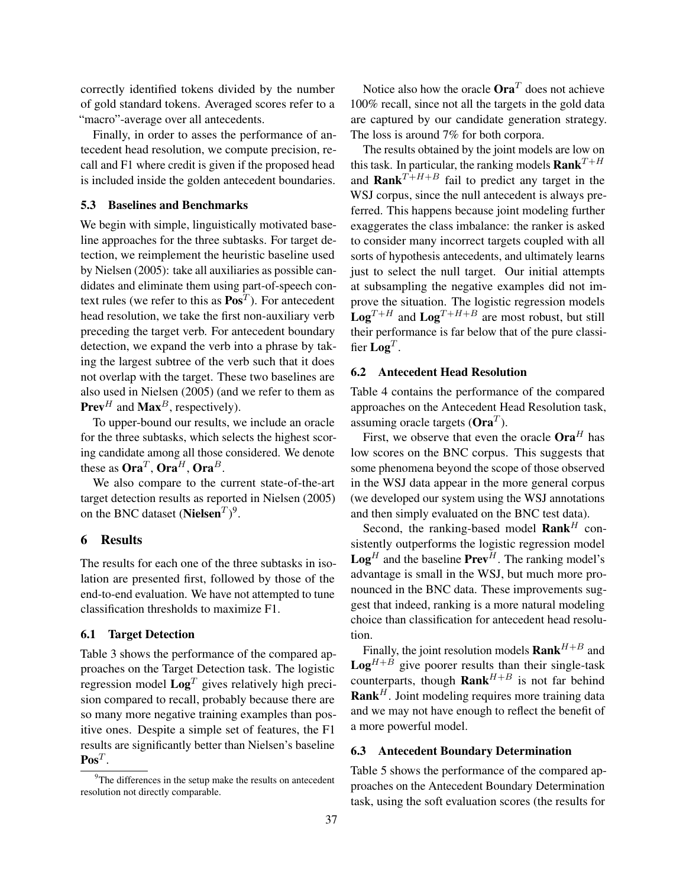correctly identified tokens divided by the number of gold standard tokens. Averaged scores refer to a "macro"-average over all antecedents.

Finally, in order to asses the performance of antecedent head resolution, we compute precision, recall and F1 where credit is given if the proposed head is included inside the golden antecedent boundaries.

### 5.3 Baselines and Benchmarks

We begin with simple, linguistically motivated baseline approaches for the three subtasks. For target detection, we reimplement the heuristic baseline used by Nielsen (2005): take all auxiliaries as possible candidates and eliminate them using part-of-speech context rules (we refer to this as $\textbf{Pos}^T$). For antecedent head resolution, we take the first non-auxiliary verb preceding the target verb. For antecedent boundary detection, we expand the verb into a phrase by taking the largest subtree of the verb such that it does not overlap with the target. These two baselines are also used in Nielsen (2005) (and we refer to them as $\textbf{Prev}^H$ and $\textbf{Max}^B$, respectively).

To upper-bound our results, we include an oracle for the three subtasks, which selects the highest scoring candidate among all those considered. We denote these as $\textbf{Ora}^T$, $\textbf{Ora}^H$, $\textbf{Ora}^B$.

We also compare to the current state-of-the-art target detection results as reported in Nielsen (2005) on the BNC dataset ($\textbf{Nielsen}^T$)[9].

## 6 Results

The results for each one of the three subtasks in isolation are presented first, followed by those of the end-to-end evaluation. We have not attempted to tune classification thresholds to maximize F1.

### 6.1 Target Detection

Table 3 shows the performance of the compared approaches on the Target Detection task. The logistic regression model $\textbf{Log}^T$ gives relatively high precision compared to recall, probably because there are so many more negative training examples than positive ones. Despite a simple set of features, the F1 results are significantly better than Nielsen's baseline $\textbf{Pos}^T$.

[9]The differences in the setup make the results on antecedent resolution not directly comparable.

Notice also how the oracle $\textbf{Ora}^T$ does not achieve 100% recall, since not all the targets in the gold data are captured by our candidate generation strategy. The loss is around 7% for both corpora.

The results obtained by the joint models are low on this task. In particular, the ranking models $\textbf{Rank}^{T+H}$ and $\textbf{Rank}^{T+H+B}$ fail to predict any target in the WSJ corpus, since the null antecedent is always preferred. This happens because joint modeling further exaggerates the class imbalance: the ranker is asked to consider many incorrect targets coupled with all sorts of hypothesis antecedents, and ultimately learns just to select the null target. Our initial attempts at subsampling the negative examples did not improve the situation. The logistic regression models $\textbf{Log}^{T+H}$ and $\textbf{Log}^{T+H+B}$ are most robust, but still their performance is far below that of the pure classifier $\textbf{Log}^T$.

### 6.2 Antecedent Head Resolution

Table 4 contains the performance of the compared approaches on the Antecedent Head Resolution task, assuming oracle targets ($\textbf{Ora}^T$).

First, we observe that even the oracle $\textbf{Ora}^H$ has low scores on the BNC corpus. This suggests that some phenomena beyond the scope of those observed in the WSJ data appear in the more general corpus (we developed our system using the WSJ annotations and then simply evaluated on the BNC test data).

Second, the ranking-based model $\textbf{Rank}^H$ consistently outperforms the logistic regression model $\textbf{Log}^H$ and the baseline $\textbf{Prev}^H$. The ranking model's advantage is small in the WSJ, but much more pronounced in the BNC data. These improvements suggest that indeed, ranking is a more natural modeling choice than classification for antecedent head resolution.

Finally, the joint resolution models $\textbf{Rank}^{H+B}$ and $\textbf{Log}^{H+B}$ give poorer results than their single-task counterparts, though $\textbf{Rank}^{H+B}$ is not far behind $\textbf{Rank}^H$. Joint modeling requires more training data and we may not have enough to reflect the benefit of a more powerful model.

### 6.3 Antecedent Boundary Determination

Table 5 shows the performance of the compared approaches on the Antecedent Boundary Determination task, using the soft evaluation scores (the results for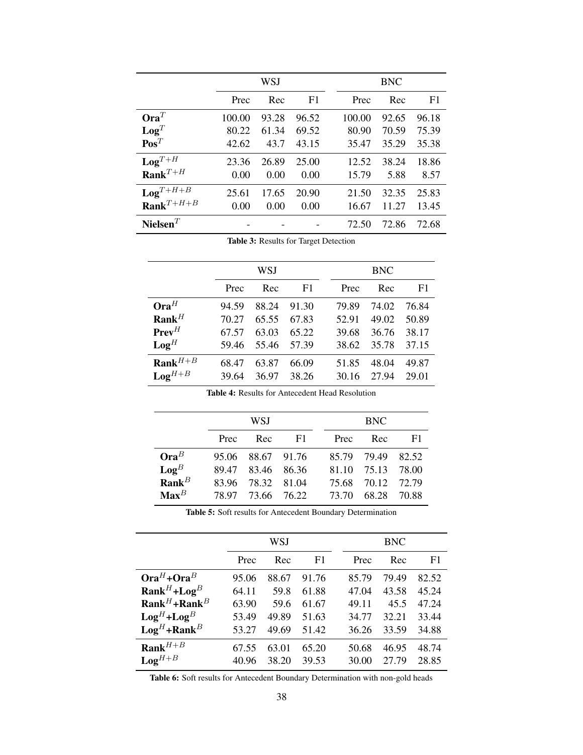| | WSJ | | | BNC | | |
|---|---|---|---|---|---|---|
| | Prec | Rec | F1 | Prec | Rec | F1 |
| **Ora**$^T$ | 100.00 | 93.28 | 96.52 | 100.00 | 92.65 | 96.18 |
| **Log**$^T$ | 80.22 | 61.34 | 69.52 | 80.90 | 70.59 | 75.39 |
| **Pos**$^T$ | 42.62 | 43.7 | 43.15 | 35.47 | 35.29 | 35.38 |
| **Log**$^{T+H}$ | 23.36 | 26.89 | 25.00 | 12.52 | 38.24 | 18.86 |
| **Rank**$^{T+H}$ | 0.00 | 0.00 | 0.00 | 15.79 | 5.88 | 8.57 |
| **Log**$^{T+H+B}$ | 25.61 | 17.65 | 20.90 | 21.50 | 32.35 | 25.83 |
| **Rank**$^{T+H+B}$ | 0.00 | 0.00 | 0.00 | 16.67 | 11.27 | 13.45 |
| **Nielsen**$^T$ | - | - | - | 72.50 | 72.86 | 72.68 |

**Table 3:** Results for Target Detection

| | WSJ | | | BNC | | |
|---|---|---|---|---|---|---|
| | Prec | Rec | F1 | Prec | Rec | F1 |
| **Ora**$^H$ | 94.59 | 88.24 | 91.30 | 79.89 | 74.02 | 76.84 |
| **Rank**$^H$ | 70.27 | 65.55 | 67.83 | 52.91 | 49.02 | 50.89 |
| **Prev**$^H$ | 67.57 | 63.03 | 65.22 | 39.68 | 36.76 | 38.17 |
| **Log**$^H$ | 59.46 | 55.46 | 57.39 | 38.62 | 35.78 | 37.15 |
| **Rank**$^{H+B}$ | 68.47 | 63.87 | 66.09 | 51.85 | 48.04 | 49.87 |
| **Log**$^{H+B}$ | 39.64 | 36.97 | 38.26 | 30.16 | 27.94 | 29.01 |

**Table 4:** Results for Antecedent Head Resolution

| | WSJ | | | BNC | | |
|---|---|---|---|---|---|---|
| | Prec | Rec | F1 | Prec | Rec | F1 |
| **Ora**$^B$ | 95.06 | 88.67 | 91.76 | 85.79 | 79.49 | 82.52 |
| **Log**$^B$ | 89.47 | 83.46 | 86.36 | 81.10 | 75.13 | 78.00 |
| **Rank**$^B$ | 83.96 | 78.32 | 81.04 | 75.68 | 70.12 | 72.79 |
| **Max**$^B$ | 78.97 | 73.66 | 76.22 | 73.70 | 68.28 | 70.88 |

**Table 5:** Soft results for Antecedent Boundary Determination

| | WSJ | | | BNC | | |
|---|---|---|---|---|---|---|
| | Prec | Rec | F1 | Prec | Rec | F1 |
| **Ora**$^H$+**Ora**$^B$ | 95.06 | 88.67 | 91.76 | 85.79 | 79.49 | 82.52 |
| **Rank**$^H$+**Log**$^B$ | 64.11 | 59.8 | 61.88 | 47.04 | 43.58 | 45.24 |
| **Rank**$^H$+**Rank**$^B$ | 63.90 | 59.6 | 61.67 | 49.11 | 45.5 | 47.24 |
| **Log**$^H$+**Log**$^B$ | 53.49 | 49.89 | 51.63 | 34.77 | 32.21 | 33.44 |
| **Log**$^H$+**Rank**$^B$ | 53.27 | 49.69 | 51.42 | 36.26 | 33.59 | 34.88 |
| **Rank**$^{H+B}$ | 67.55 | 63.01 | 65.20 | 50.68 | 46.95 | 48.74 |
| **Log**$^{H+B}$ | 40.96 | 38.20 | 39.53 | 30.00 | 27.79 | 28.85 |

**Table 6:** Soft results for Antecedent Boundary Determination with non-gold heads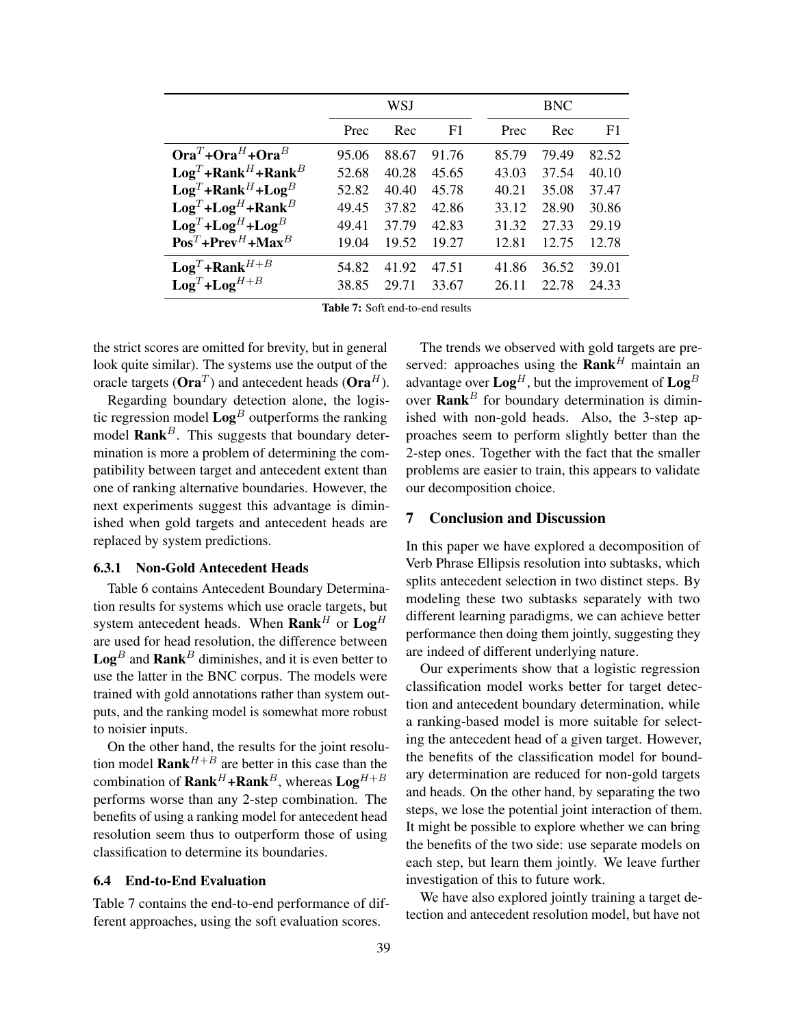|  | WSJ |  |  | BNC |  |  |
|---|---|---|---|---|---|---|
|  | Prec | Rec | F1 | Prec | Rec | F1 |
| **Ora**$^T$+**Ora**$^H$+**Ora**$^B$ | 95.06 | 88.67 | 91.76 | 85.79 | 79.49 | 82.52 |
| **Log**$^T$+**Rank**$^H$+**Rank**$^B$ | 52.68 | 40.28 | 45.65 | 43.03 | 37.54 | 40.10 |
| **Log**$^T$+**Rank**$^H$+**Log**$^B$ | 52.82 | 40.40 | 45.78 | 40.21 | 35.08 | 37.47 |
| **Log**$^T$+**Log**$^H$+**Rank**$^B$ | 49.45 | 37.82 | 42.86 | 33.12 | 28.90 | 30.86 |
| **Log**$^T$+**Log**$^H$+**Log**$^B$ | 49.41 | 37.79 | 42.83 | 31.32 | 27.33 | 29.19 |
| **Pos**$^T$+**Prev**$^H$+**Max**$^B$ | 19.04 | 19.52 | 19.27 | 12.81 | 12.75 | 12.78 |
| **Log**$^T$+**Rank**$^{H+B}$ | 54.82 | 41.92 | 47.51 | 41.86 | 36.52 | 39.01 |
| **Log**$^T$+**Log**$^{H+B}$ | 38.85 | 29.71 | 33.67 | 26.11 | 22.78 | 24.33 |

**Table 7:** Soft end-to-end results

the strict scores are omitted for brevity, but in general look quite similar). The systems use the output of the oracle targets (**Ora**$^T$) and antecedent heads (**Ora**$^H$).

Regarding boundary detection alone, the logistic regression model **Log**$^B$ outperforms the ranking model **Rank**$^B$. This suggests that boundary determination is more a problem of determining the compatibility between target and antecedent extent than one of ranking alternative boundaries. However, the next experiments suggest this advantage is diminished when gold targets and antecedent heads are replaced by system predictions.

### 6.3.1 Non-Gold Antecedent Heads

Table 6 contains Antecedent Boundary Determination results for systems which use oracle targets, but system antecedent heads. When **Rank**$^H$ or **Log**$^H$ are used for head resolution, the difference between **Log**$^B$ and **Rank**$^B$ diminishes, and it is even better to use the latter in the BNC corpus. The models were trained with gold annotations rather than system outputs, and the ranking model is somewhat more robust to noisier inputs.

On the other hand, the results for the joint resolution model **Rank**$^{H+B}$ are better in this case than the combination of **Rank**$^H$+**Rank**$^B$, whereas **Log**$^{H+B}$ performs worse than any 2-step combination. The benefits of using a ranking model for antecedent head resolution seem thus to outperform those of using classification to determine its boundaries.

## 6.4 End-to-End Evaluation

Table 7 contains the end-to-end performance of different approaches, using the soft evaluation scores.

The trends we observed with gold targets are preserved: approaches using the **Rank**$^H$ maintain an advantage over **Log**$^H$, but the improvement of **Log**$^B$ over **Rank**$^B$ for boundary determination is diminished with non-gold heads. Also, the 3-step approaches seem to perform slightly better than the 2-step ones. Together with the fact that the smaller problems are easier to train, this appears to validate our decomposition choice.

## 7 Conclusion and Discussion

In this paper we have explored a decomposition of Verb Phrase Ellipsis resolution into subtasks, which splits antecedent selection in two distinct steps. By modeling these two subtasks separately with two different learning paradigms, we can achieve better performance then doing them jointly, suggesting they are indeed of different underlying nature.

Our experiments show that a logistic regression classification model works better for target detection and antecedent boundary determination, while a ranking-based model is more suitable for selecting the antecedent head of a given target. However, the benefits of the classification model for boundary determination are reduced for non-gold targets and heads. On the other hand, by separating the two steps, we lose the potential joint interaction of them. It might be possible to explore whether we can bring the benefits of the two side: use separate models on each step, but learn them jointly. We leave further investigation of this to future work.

We have also explored jointly training a target detection and antecedent resolution model, but have not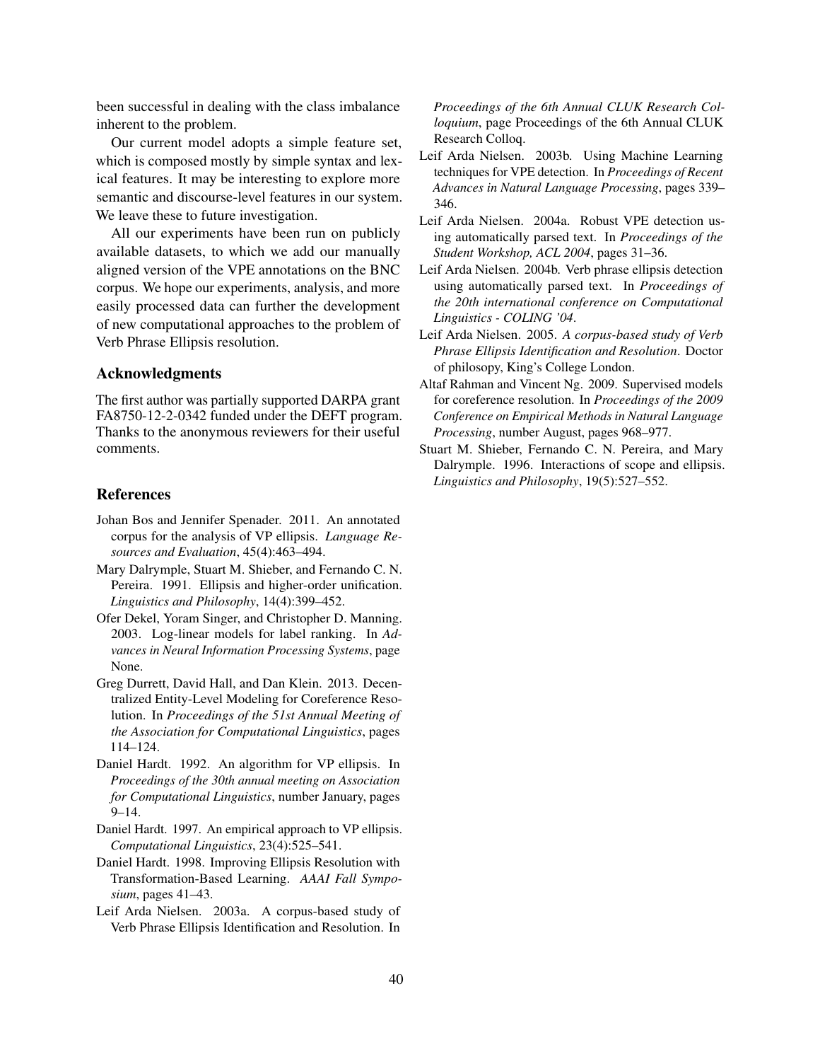been successful in dealing with the class imbalance inherent to the problem.

Our current model adopts a simple feature set, which is composed mostly by simple syntax and lexical features. It may be interesting to explore more semantic and discourse-level features in our system. We leave these to future investigation.

All our experiments have been run on publicly available datasets, to which we add our manually aligned version of the VPE annotations on the BNC corpus. We hope our experiments, analysis, and more easily processed data can further the development of new computational approaches to the problem of Verb Phrase Ellipsis resolution.

## Acknowledgments

The first author was partially supported DARPA grant FA8750-12-2-0342 funded under the DEFT program. Thanks to the anonymous reviewers for their useful comments.

## References

Johan Bos and Jennifer Spenader. 2011. An annotated corpus for the analysis of VP ellipsis. *Language Resources and Evaluation*, 45(4):463–494.

Mary Dalrymple, Stuart M. Shieber, and Fernando C. N. Pereira. 1991. Ellipsis and higher-order unification. *Linguistics and Philosophy*, 14(4):399–452.

Ofer Dekel, Yoram Singer, and Christopher D. Manning. 2003. Log-linear models for label ranking. In *Advances in Neural Information Processing Systems*, page None.

Greg Durrett, David Hall, and Dan Klein. 2013. Decentralized Entity-Level Modeling for Coreference Resolution. In *Proceedings of the 51st Annual Meeting of the Association for Computational Linguistics*, pages 114–124.

Daniel Hardt. 1992. An algorithm for VP ellipsis. In *Proceedings of the 30th annual meeting on Association for Computational Linguistics*, number January, pages 9–14.

Daniel Hardt. 1997. An empirical approach to VP ellipsis. *Computational Linguistics*, 23(4):525–541.

Daniel Hardt. 1998. Improving Ellipsis Resolution with Transformation-Based Learning. *AAAI Fall Symposium*, pages 41–43.

Leif Arda Nielsen. 2003a. A corpus-based study of Verb Phrase Ellipsis Identification and Resolution. In *Proceedings of the 6th Annual CLUK Research Colloquium*, page Proceedings of the 6th Annual CLUK Research Colloq.

Leif Arda Nielsen. 2003b. Using Machine Learning techniques for VPE detection. In *Proceedings of Recent Advances in Natural Language Processing*, pages 339–346.

Leif Arda Nielsen. 2004a. Robust VPE detection using automatically parsed text. In *Proceedings of the Student Workshop, ACL 2004*, pages 31–36.

Leif Arda Nielsen. 2004b. Verb phrase ellipsis detection using automatically parsed text. In *Proceedings of the 20th international conference on Computational Linguistics - COLING '04*.

Leif Arda Nielsen. 2005. *A corpus-based study of Verb Phrase Ellipsis Identification and Resolution*. Doctor of philosopy, King's College London.

Altaf Rahman and Vincent Ng. 2009. Supervised models for coreference resolution. In *Proceedings of the 2009 Conference on Empirical Methods in Natural Language Processing*, number August, pages 968–977.

Stuart M. Shieber, Fernando C. N. Pereira, and Mary Dalrymple. 1996. Interactions of scope and ellipsis. *Linguistics and Philosophy*, 19(5):527–552.